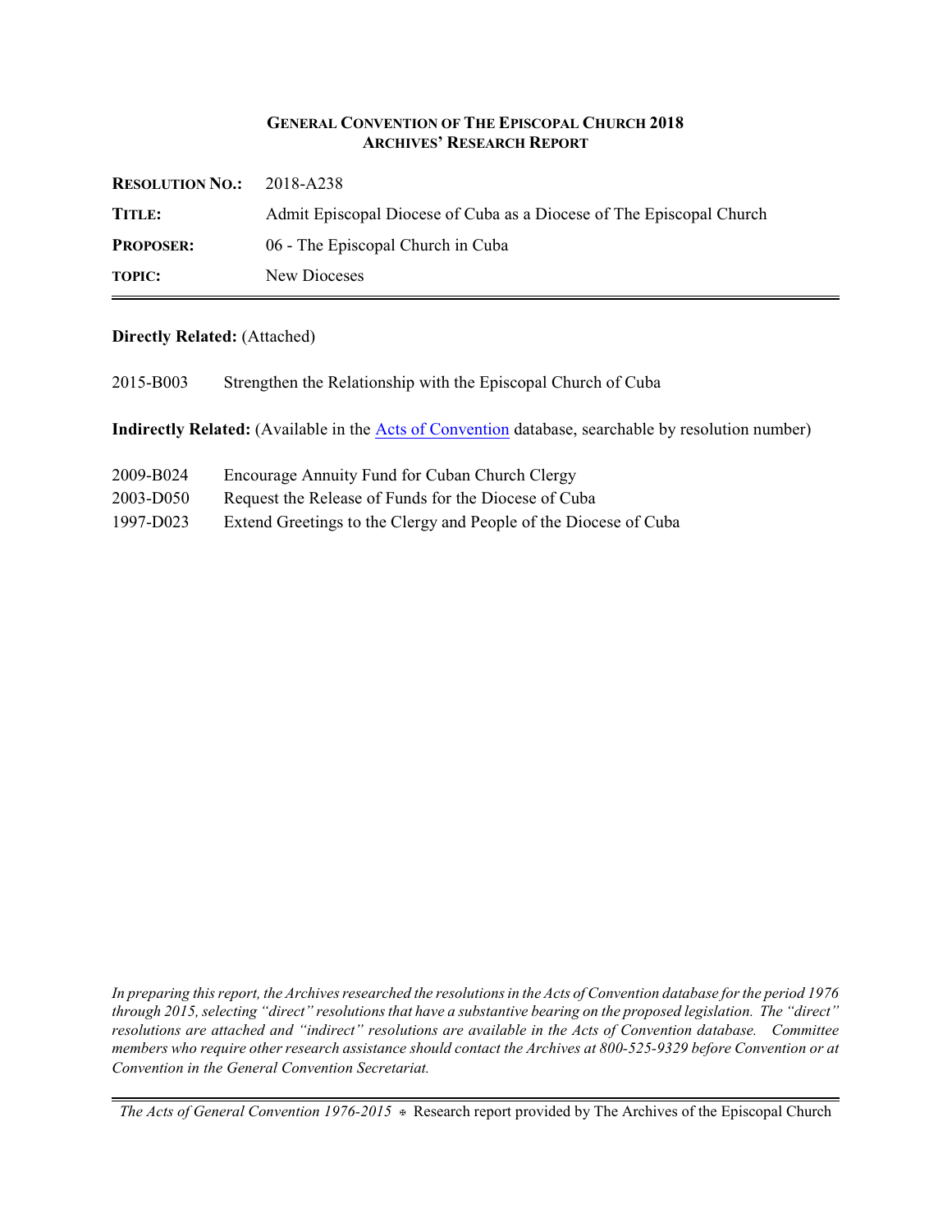# GENERAL CONVENTION OF THE EPISCOPAL CHURCH 2018
## ARCHIVES' RESEARCH REPORT

| | |
|---|---|
| **RESOLUTION NO.:** | 2018-A238 |
| **TITLE:** | Admit Episcopal Diocese of Cuba as a Diocese of The Episcopal Church |
| **PROPOSER:** | 06 - The Episcopal Church in Cuba |
| **TOPIC:** | New Dioceses |

---

**Directly Related:** (Attached)

2015-B003 Strengthen the Relationship with the Episcopal Church of Cuba

**Indirectly Related:** (Available in the Acts of Convention database, searchable by resolution number)

2009-B024 Encourage Annuity Fund for Cuban Church Clergy
2003-D050 Request the Release of Funds for the Diocese of Cuba
1997-D023 Extend Greetings to the Clergy and People of the Diocese of Cuba

*In preparing this report, the Archives researched the resolutions in the Acts of Convention database for the period 1976 through 2015, selecting "direct" resolutions that have a substantive bearing on the proposed legislation. The "direct" resolutions are attached and "indirect" resolutions are available in the Acts of Convention database. Committee members who require other research assistance should contact the Archives at 800-525-9329 before Convention or at Convention in the General Convention Secretariat.*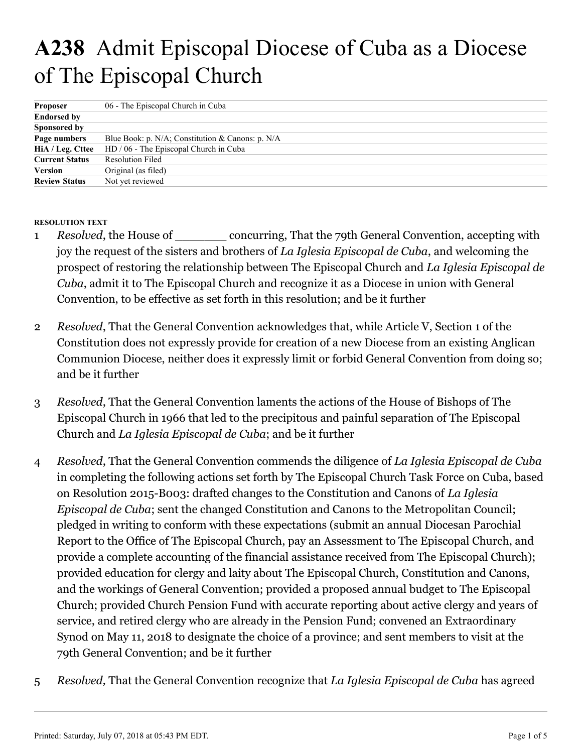# A238 Admit Episcopal Diocese of Cuba as a Diocese of The Episcopal Church

| | |
|---|---|
| **Proposer** | 06 - The Episcopal Church in Cuba |
| **Endorsed by** | |
| **Sponsored by** | |
| **Page numbers** | Blue Book: p. N/A; Constitution & Canons: p. N/A |
| **HiA / Leg. Cttee** | HD / 06 - The Episcopal Church in Cuba |
| **Current Status** | Resolution Filed |
| **Version** | Original (as filed) |
| **Review Status** | Not yet reviewed |

**RESOLUTION TEXT**

1 *Resolved*, the House of _______ concurring, That the 79th General Convention, accepting with joy the request of the sisters and brothers of *La Iglesia Episcopal de Cuba*, and welcoming the prospect of restoring the relationship between The Episcopal Church and *La Iglesia Episcopal de Cuba*, admit it to The Episcopal Church and recognize it as a Diocese in union with General Convention, to be effective as set forth in this resolution; and be it further

2 *Resolved*, That the General Convention acknowledges that, while Article V, Section 1 of the Constitution does not expressly provide for creation of a new Diocese from an existing Anglican Communion Diocese, neither does it expressly limit or forbid General Convention from doing so; and be it further

3 *Resolved*, That the General Convention laments the actions of the House of Bishops of The Episcopal Church in 1966 that led to the precipitous and painful separation of The Episcopal Church and *La Iglesia Episcopal de Cuba*; and be it further

4 *Resolved*, That the General Convention commends the diligence of *La Iglesia Episcopal de Cuba* in completing the following actions set forth by The Episcopal Church Task Force on Cuba, based on Resolution 2015-B003: drafted changes to the Constitution and Canons of *La Iglesia Episcopal de Cuba*; sent the changed Constitution and Canons to the Metropolitan Council; pledged in writing to conform with these expectations (submit an annual Diocesan Parochial Report to the Office of The Episcopal Church, pay an Assessment to The Episcopal Church, and provide a complete accounting of the financial assistance received from The Episcopal Church); provided education for clergy and laity about The Episcopal Church, Constitution and Canons, and the workings of General Convention; provided a proposed annual budget to The Episcopal Church; provided Church Pension Fund with accurate reporting about active clergy and years of service, and retired clergy who are already in the Pension Fund; convened an Extraordinary Synod on May 11, 2018 to designate the choice of a province; and sent members to visit at the 79th General Convention; and be it further

5 *Resolved,* That the General Convention recognize that *La Iglesia Episcopal de Cuba* has agreed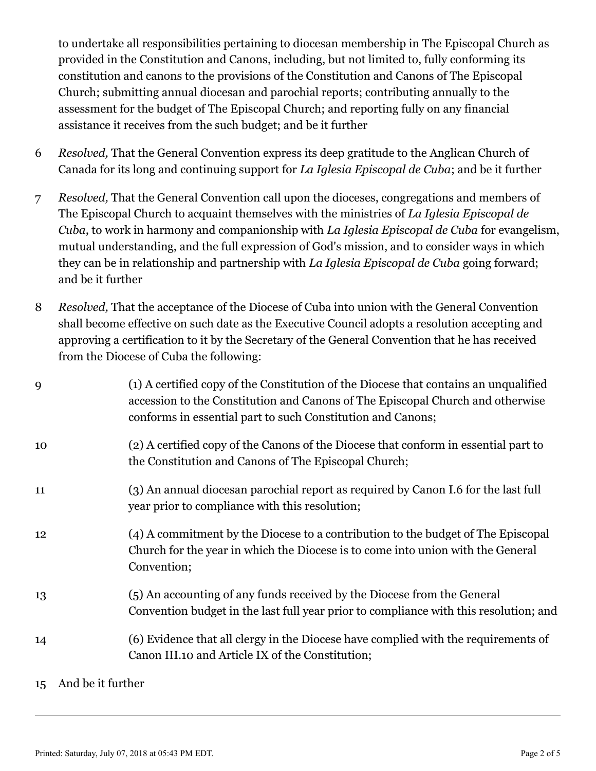to undertake all responsibilities pertaining to diocesan membership in The Episcopal Church as provided in the Constitution and Canons, including, but not limited to, fully conforming its constitution and canons to the provisions of the Constitution and Canons of The Episcopal Church; submitting annual diocesan and parochial reports; contributing annually to the assessment for the budget of The Episcopal Church; and reporting fully on any financial assistance it receives from the such budget; and be it further

6 *Resolved,* That the General Convention express its deep gratitude to the Anglican Church of Canada for its long and continuing support for *La Iglesia Episcopal de Cuba*; and be it further

7 *Resolved,* That the General Convention call upon the dioceses, congregations and members of The Episcopal Church to acquaint themselves with the ministries of *La Iglesia Episcopal de Cuba*, to work in harmony and companionship with *La Iglesia Episcopal de Cuba* for evangelism, mutual understanding, and the full expression of God's mission, and to consider ways in which they can be in relationship and partnership with *La Iglesia Episcopal de Cuba* going forward; and be it further

8 *Resolved,* That the acceptance of the Diocese of Cuba into union with the General Convention shall become effective on such date as the Executive Council adopts a resolution accepting and approving a certification to it by the Secretary of the General Convention that he has received from the Diocese of Cuba the following:

9 (1) A certified copy of the Constitution of the Diocese that contains an unqualified accession to the Constitution and Canons of The Episcopal Church and otherwise conforms in essential part to such Constitution and Canons;

10 (2) A certified copy of the Canons of the Diocese that conform in essential part to the Constitution and Canons of The Episcopal Church;

11 (3) An annual diocesan parochial report as required by Canon I.6 for the last full year prior to compliance with this resolution;

12 (4) A commitment by the Diocese to a contribution to the budget of The Episcopal Church for the year in which the Diocese is to come into union with the General Convention;

13 (5) An accounting of any funds received by the Diocese from the General Convention budget in the last full year prior to compliance with this resolution; and

14 (6) Evidence that all clergy in the Diocese have complied with the requirements of Canon III.10 and Article IX of the Constitution;

15 And be it further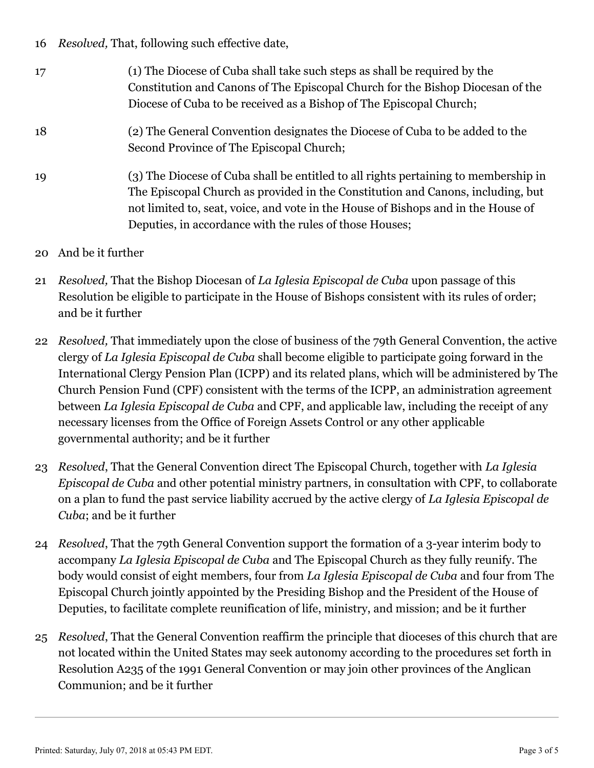16 *Resolved,* That, following such effective date,

17 (1) The Diocese of Cuba shall take such steps as shall be required by the Constitution and Canons of The Episcopal Church for the Bishop Diocesan of the Diocese of Cuba to be received as a Bishop of The Episcopal Church;

18 (2) The General Convention designates the Diocese of Cuba to be added to the Second Province of The Episcopal Church;

19 (3) The Diocese of Cuba shall be entitled to all rights pertaining to membership in The Episcopal Church as provided in the Constitution and Canons, including, but not limited to, seat, voice, and vote in the House of Bishops and in the House of Deputies, in accordance with the rules of those Houses;

20 And be it further

21 *Resolved,* That the Bishop Diocesan of *La Iglesia Episcopal de Cuba* upon passage of this Resolution be eligible to participate in the House of Bishops consistent with its rules of order; and be it further

22 *Resolved,* That immediately upon the close of business of the 79th General Convention, the active clergy of *La Iglesia Episcopal de Cuba* shall become eligible to participate going forward in the International Clergy Pension Plan (ICPP) and its related plans, which will be administered by The Church Pension Fund (CPF) consistent with the terms of the ICPP, an administration agreement between *La Iglesia Episcopal de Cuba* and CPF, and applicable law, including the receipt of any necessary licenses from the Office of Foreign Assets Control or any other applicable governmental authority; and be it further

23 *Resolved*, That the General Convention direct The Episcopal Church, together with *La Iglesia Episcopal de Cuba* and other potential ministry partners, in consultation with CPF, to collaborate on a plan to fund the past service liability accrued by the active clergy of *La Iglesia Episcopal de Cuba*; and be it further

24 *Resolved*, That the 79th General Convention support the formation of a 3-year interim body to accompany *La Iglesia Episcopal de Cuba* and The Episcopal Church as they fully reunify. The body would consist of eight members, four from *La Iglesia Episcopal de Cuba* and four from The Episcopal Church jointly appointed by the Presiding Bishop and the President of the House of Deputies, to facilitate complete reunification of life, ministry, and mission; and be it further

25 *Resolved*, That the General Convention reaffirm the principle that dioceses of this church that are not located within the United States may seek autonomy according to the procedures set forth in Resolution A235 of the 1991 General Convention or may join other provinces of the Anglican Communion; and be it further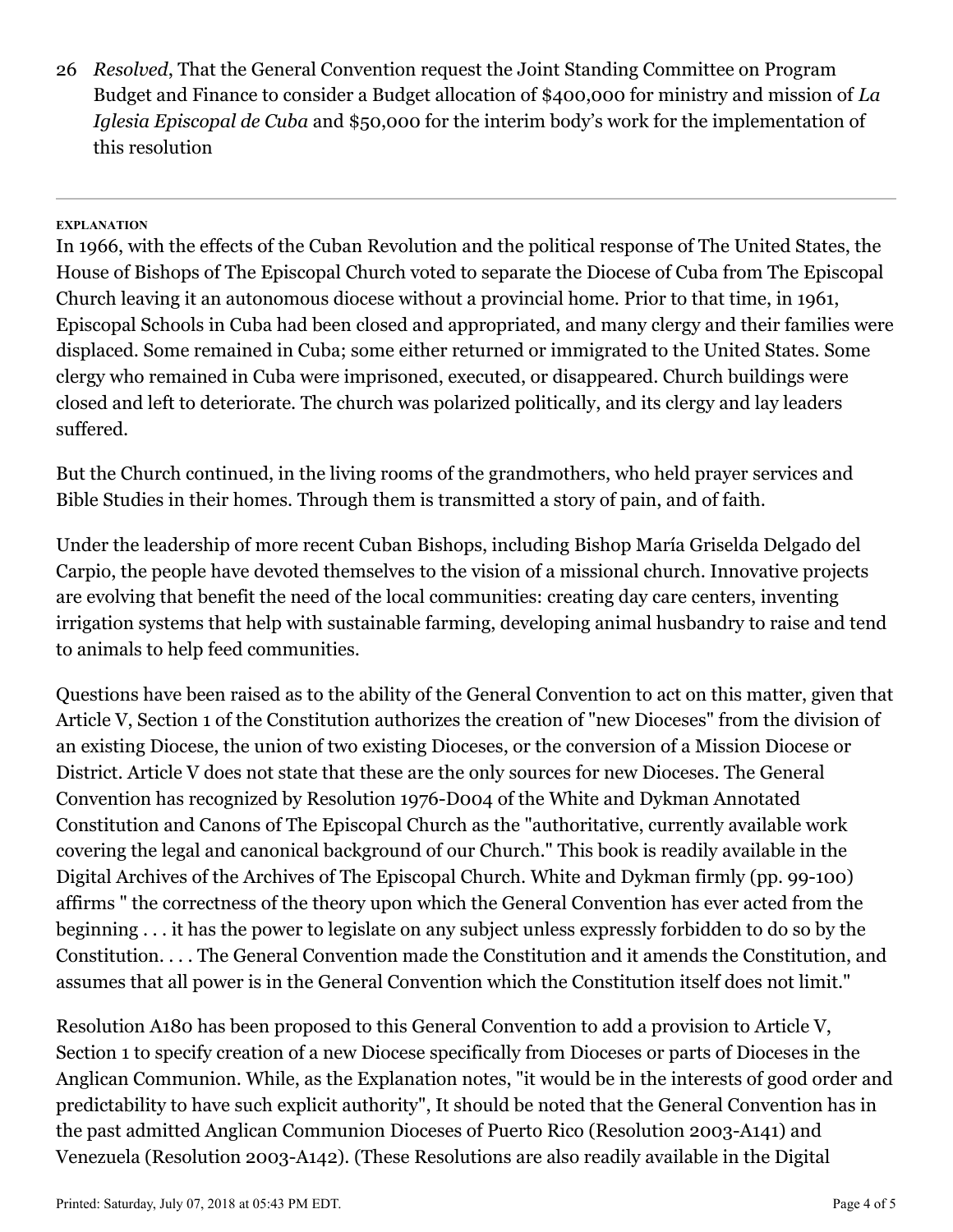26 *Resolved*, That the General Convention request the Joint Standing Committee on Program Budget and Finance to consider a Budget allocation of $400,000 for ministry and mission of *La Iglesia Episcopal de Cuba* and $50,000 for the interim body's work for the implementation of this resolution

---

**EXPLANATION**

In 1966, with the effects of the Cuban Revolution and the political response of The United States, the House of Bishops of The Episcopal Church voted to separate the Diocese of Cuba from The Episcopal Church leaving it an autonomous diocese without a provincial home. Prior to that time, in 1961, Episcopal Schools in Cuba had been closed and appropriated, and many clergy and their families were displaced. Some remained in Cuba; some either returned or immigrated to the United States. Some clergy who remained in Cuba were imprisoned, executed, or disappeared. Church buildings were closed and left to deteriorate. The church was polarized politically, and its clergy and lay leaders suffered.

But the Church continued, in the living rooms of the grandmothers, who held prayer services and Bible Studies in their homes. Through them is transmitted a story of pain, and of faith.

Under the leadership of more recent Cuban Bishops, including Bishop María Griselda Delgado del Carpio, the people have devoted themselves to the vision of a missional church. Innovative projects are evolving that benefit the need of the local communities: creating day care centers, inventing irrigation systems that help with sustainable farming, developing animal husbandry to raise and tend to animals to help feed communities.

Questions have been raised as to the ability of the General Convention to act on this matter, given that Article V, Section 1 of the Constitution authorizes the creation of "new Dioceses" from the division of an existing Diocese, the union of two existing Dioceses, or the conversion of a Mission Diocese or District. Article V does not state that these are the only sources for new Dioceses. The General Convention has recognized by Resolution 1976-D004 of the White and Dykman Annotated Constitution and Canons of The Episcopal Church as the "authoritative, currently available work covering the legal and canonical background of our Church." This book is readily available in the Digital Archives of the Archives of The Episcopal Church. White and Dykman firmly (pp. 99-100) affirms " the correctness of the theory upon which the General Convention has ever acted from the beginning . . . it has the power to legislate on any subject unless expressly forbidden to do so by the Constitution. . . . The General Convention made the Constitution and it amends the Constitution, and assumes that all power is in the General Convention which the Constitution itself does not limit."

Resolution A180 has been proposed to this General Convention to add a provision to Article V, Section 1 to specify creation of a new Diocese specifically from Dioceses or parts of Dioceses in the Anglican Communion. While, as the Explanation notes, "it would be in the interests of good order and predictability to have such explicit authority", It should be noted that the General Convention has in the past admitted Anglican Communion Dioceses of Puerto Rico (Resolution 2003-A141) and Venezuela (Resolution 2003-A142). (These Resolutions are also readily available in the Digital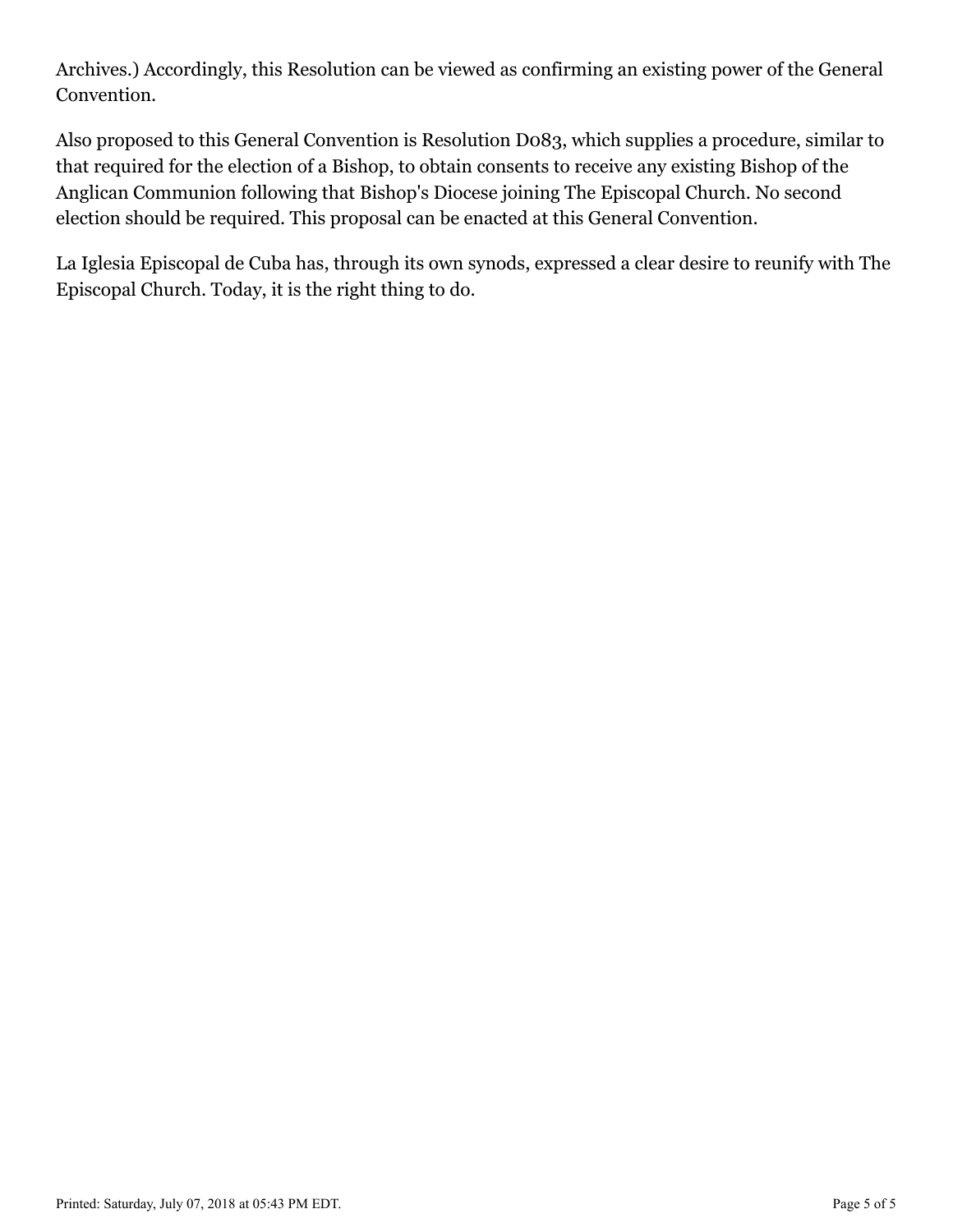Archives.) Accordingly, this Resolution can be viewed as confirming an existing power of the General Convention.

Also proposed to this General Convention is Resolution D083, which supplies a procedure, similar to that required for the election of a Bishop, to obtain consents to receive any existing Bishop of the Anglican Communion following that Bishop's Diocese joining The Episcopal Church. No second election should be required. This proposal can be enacted at this General Convention.

La Iglesia Episcopal de Cuba has, through its own synods, expressed a clear desire to reunify with The Episcopal Church. Today, it is the right thing to do.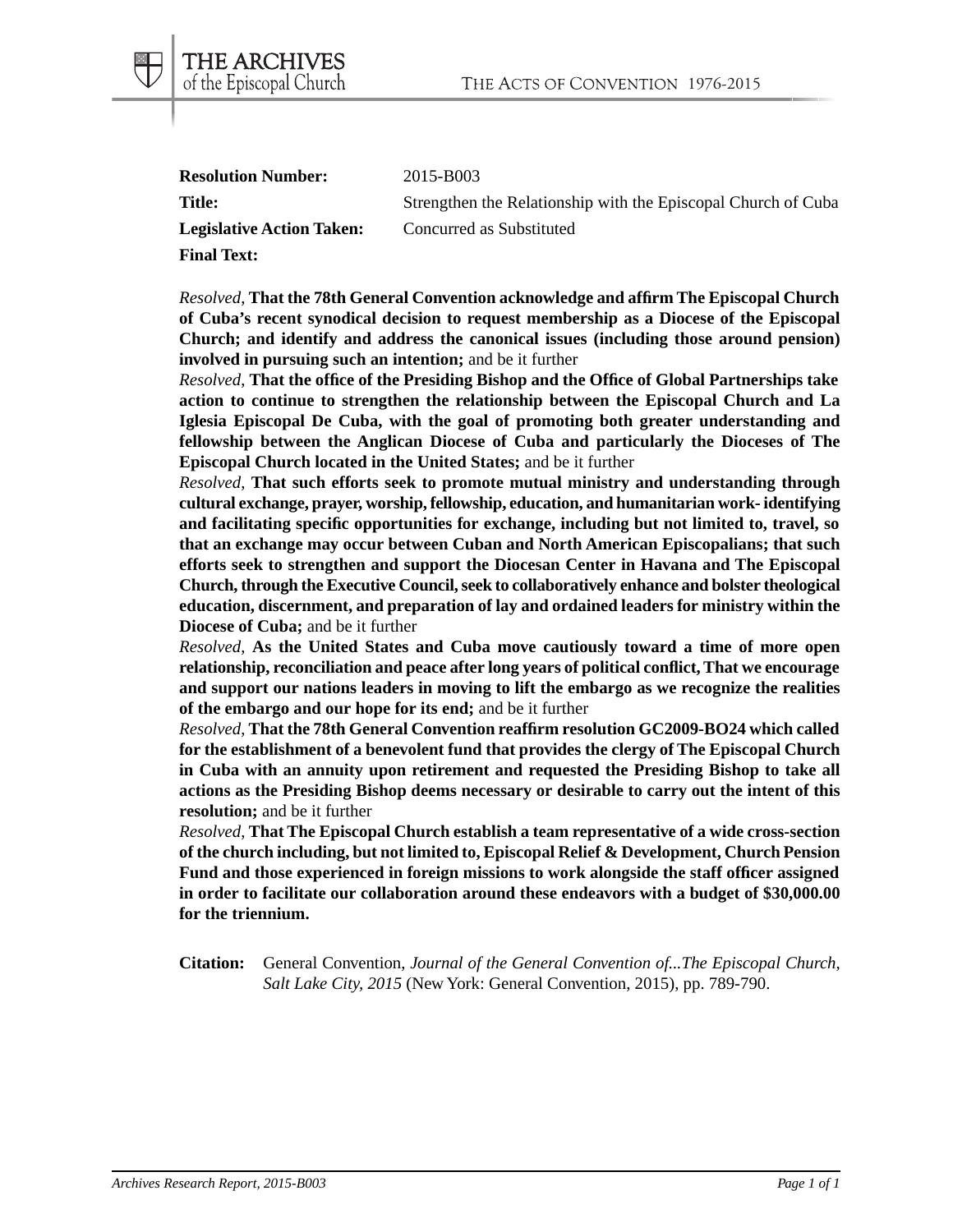**Resolution Number:** 2015-B003

**Title:** Strengthen the Relationship with the Episcopal Church of Cuba

**Legislative Action Taken:** Concurred as Substituted

**Final Text:**

*Resolved,* **That the 78th General Convention acknowledge and affirm The Episcopal Church of Cuba's recent synodical decision to request membership as a Diocese of the Episcopal Church; and identify and address the canonical issues (including those around pension) involved in pursuing such an intention;** and be it further

*Resolved,* **That the office of the Presiding Bishop and the Office of Global Partnerships take action to continue to strengthen the relationship between the Episcopal Church and La Iglesia Episcopal De Cuba, with the goal of promoting both greater understanding and fellowship between the Anglican Diocese of Cuba and particularly the Dioceses of The Episcopal Church located in the United States;** and be it further

*Resolved,* **That such efforts seek to promote mutual ministry and understanding through cultural exchange, prayer, worship, fellowship, education, and humanitarian work- identifying and facilitating specific opportunities for exchange, including but not limited to, travel, so that an exchange may occur between Cuban and North American Episcopalians; that such efforts seek to strengthen and support the Diocesan Center in Havana and The Episcopal Church, through the Executive Council, seek to collaboratively enhance and bolster theological education, discernment, and preparation of lay and ordained leaders for ministry within the Diocese of Cuba;** and be it further

*Resolved,* **As the United States and Cuba move cautiously toward a time of more open relationship, reconciliation and peace after long years of political conflict, That we encourage and support our nations leaders in moving to lift the embargo as we recognize the realities of the embargo and our hope for its end;** and be it further

*Resolved,* **That the 78th General Convention reaffirm resolution GC2009-BO24 which called for the establishment of a benevolent fund that provides the clergy of The Episcopal Church in Cuba with an annuity upon retirement and requested the Presiding Bishop to take all actions as the Presiding Bishop deems necessary or desirable to carry out the intent of this resolution;** and be it further

*Resolved,* **That The Episcopal Church establish a team representative of a wide cross-section of the church including, but not limited to, Episcopal Relief & Development, Church Pension Fund and those experienced in foreign missions to work alongside the staff officer assigned in order to facilitate our collaboration around these endeavors with a budget of $30,000.00 for the triennium.**

**Citation:** General Convention, *Journal of the General Convention of...The Episcopal Church, Salt Lake City, 2015* (New York: General Convention, 2015), pp. 789-790.